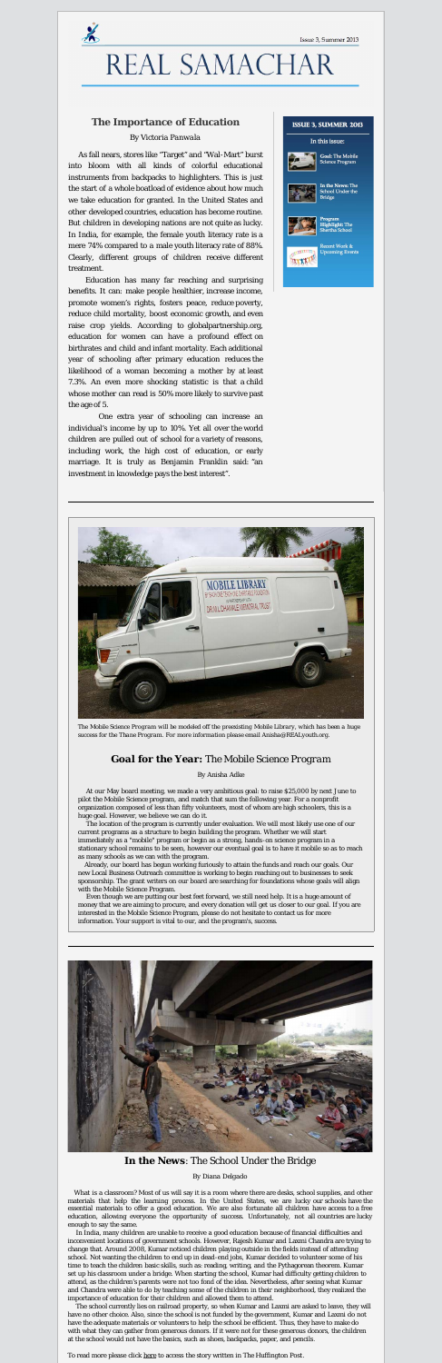Issue 3, Summer 2013

# REAL SAMACHAR

## The Importance of Education

By Victoria Panwala

As fall nears, stores like "Target" and "Wal-Mart" burst into bloom with all kinds of colorful educational instruments from backpacks to highlighters. This is just the start of a whole boatload of evidence about how much we take education for granted. In the United States and other developed countries, education has become routine. But children in developing nations are not quite as lucky. In India, for example, the female youth literacy rate is a mere 74% compared to a male youth literacy rate of 88%. Clearly, different groups of children receive different treatment.

Education has many far reaching and surprising benefits. It can: make people healthier, increase income, promote women's rights, fosters peace, reduce poverty, reduce child mortality, boost economic growth, and even raise crop yields. According to globalpartnership.org, education for women can have a profound effect on birthrates and child and infant mortality. Each additional year of schooling after primary education reduces the likelihood of a woman becoming a mother by at least 7.3%. An even more shocking statistic is that a child whose mother can read is 50% more likely to survive past the age of 5.

One extra year of schooling can increase an individual's income by up to 10%. Yet all over the world children are pulled out of school for a variety of reasons, including work, the high cost of education, or early marriage. It is truly as Benjamin Franklin said: "an investment in knowledge pays the best interest".

**ISSUE 3, SUMMER 2013**

In this issue:

- **Goal:** The Mobile Science Program
- **In the News:** The School Under the Bridge
- **Program Highlight:** The Shestha School
- Recent Work & Upcoming Events

The Mobile Science Program will be modeled off the preexisting Mobile Library, which has been a huge success for the Thane Program. For more information please email Anisha@REALyouth.org.

## Goal for the Year: *The Mobile Science Program*

By Anisha Adke

At our May board meeting, we made a very ambitious goal: to raise $25,000 by next June to pilot the Mobile Science program, and match that sum the following year. For a nonprofit organization composed of less than fifty volunteers, most of whom are high schoolers, this is a huge goal. However, we believe we can do it.

The location of the program is currently under evaluation. We will most likely use one of our current programs as a structure to begin building the program. Whether we will start immediately as a "mobile" program or begin as a strong, hands-on science program in a stationary school remains to be seen, however our eventual goal is to have it mobile so as to reach as many schools as we can with the program.

Already, our board has begun working furiously to attain the funds and reach our goals. Our new Local Business Outreach committee is working to begin reaching out to businesses to seek sponsorship. The grant writers on our board are searching for foundations whose goals will align with the Mobile Science Program.

Even though we are putting our best feet forward, we still need help. It is a huge amount of money that we are aiming to procure, and every donation will get us closer to our goal. If you are interested in the Mobile Science Program, please do not hesitate to contact us for more information. Your support is vital to our, and the program's, success.

## In the News: *The School Under the Bridge*

By Diana Delgado

What is a classroom? Most of us will say it is a room where there are desks, school supplies, and other materials that help the learning process. In the United States, we are lucky our schools have the essential materials to offer a good education. We are also fortunate all children have access to a free education, allowing everyone the opportunity of success. Unfortunately, not all countries are lucky enough to say the same.

In India, many children are unable to receive a good education because of financial difficulties and inconvenient locations of government schools. However, Rajesh Kumar and Laxmi Chandra are trying to change that. Around 2008, Kumar noticed children playing outside in the fields instead of attending school. Not wanting the children to end up in dead-end jobs, Kumar decided to volunteer some of his time to teach the children basic skills, such as: reading, writing, and the Pythagorean theorem. Kumar set up his classroom under a bridge. When starting the school, Kumar had difficulty getting children to attend, as the children's parents were not too fond of the idea. Nevertheless, after seeing what Kumar and Chandra were able to do by teaching some of the children in their neighborhood, they realized the importance of education for their children and allowed them to attend.

The school currently lies on railroad property, so when Kumar and Laxmi are asked to leave, they will have no other choice. Also, since the school is not funded by the government, Kumar and Laxmi do not have the adequate materials or volunteers to help the school be efficient. Thus, they have to make do with what they can gather from generous donors. If it were not for these generous donors, the children at the school would not have the basics, such as shoes, backpacks, paper, and pencils.

To read more please click here to access the story written in The Huffington Post.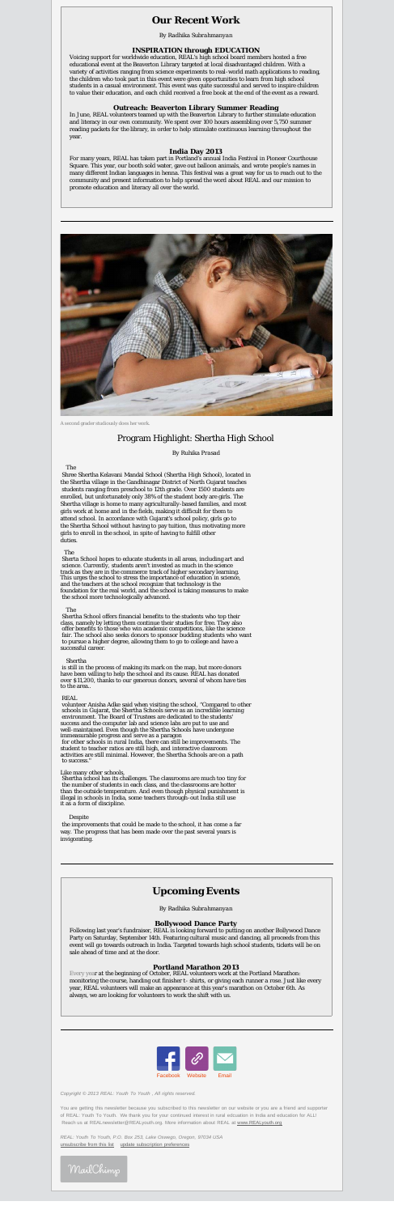# Our Recent Work

By Radhika Subrahmanyan

### INSPIRATION through EDUCATION

Voicing support for worldwide education, REAL's high school board members hosted a free educational event at the Beaverton Library targeted at local disadvantaged children. With a variety of activities ranging from science experiments to real-world math applications to reading, the children who took part in this event were given opportunities to learn from high school students in a casual environment. This event was quite successful and served to inspire children to value their education, and each child received a free book at the end of the event as a reward.

### Outreach: Beaverton Library Summer Reading

In June, REAL volunteers teamed up with the Beaverton Library to further stimulate education and literacy in our own community. We spent over 100 hours assembling over 5,750 summer reading packets for the library, in order to help stimulate continuous learning throughout the year.

### India Day 2013

For many years, REAL has taken part in Portland's annual India Festival in Pioneer Courthouse Square. This year, our booth sold water, gave out balloon animals, and wrote people's names in many different Indian languages in henna. This festival was a great way for us to reach out to the community and present information to help spread the word about REAL and our mission to promote education and literacy all over the world.

A second grader studiously does her work.

## Program Highlight: Shertha High School

*By Ruhika Prasad*

The

Shree Shertha Kelavani Mandal School (Shertha High School), located in the Shertha village in the Gandhinagar District of North Gujarat teaches students ranging from preschool to 12th grade. Over 1500 students are enrolled, but unfortunately only 38% of the student body are girls. The Shertha village is home to many agriculturally-based families, and most girls work at home and in the fields, making it difficult for them to attend school. In accordance with Gujarat's school policy, girls go to the Shertha School without having to pay tuition, thus motivating more girls to enroll in the school, in spite of having to fulfill other duties.

The

Sherta School hopes to educate students in all areas, including art and science. Currently, students aren't invested as much in the science track as they are in the commerce track of higher secondary learning. This urges the school to stress the importance of education in science, and the teachers at the school recognize that technology is the foundation for the real world, and the school is taking measures to make the school more technologically advanced.

The

Shertha School offers financial benefits to the students who top their class, namely by letting them continue their studies for free. They also offer benefits to those who win academic competitions, like the science fair. The school also seeks donors to sponsor budding students who want to pursue a higher degree, allowing them to go to college and have a successful career.

Shertha

is still in the process of making its mark on the map, but more donors have been willing to help the school and its cause. REAL has donated over $11,200, thanks to our generous donors, several of whom have ties to the area..

REAL

volunteer Anisha Adke said when visiting the school, "Compared to other schools in Gujarat, the Shertha Schools serve as an incredible learning environment. The Board of Trustees are dedicated to the students' success and the computer lab and science labs are put to use and well-maintained. Even though the Shertha Schools have undergone immeasurable progress and serve as a paragon for other schools in rural India, there can still be improvements. The student to teacher ratios are still high, and interactive classroom activities are still minimal. However, the Shertha Schools are on a path to success."

Like many other schools,

Shertha school has its challenges. The classrooms are much too tiny for the number of students in each class, and the classrooms are hotter than the outside temperature. And even though physical punishment is illegal in schools in India, some teachers through-out India still use it as a form of discipline.

Despite

the improvements that could be made to the school, it has come a far way. The progress that has been made over the past several years is invigorating.

# Upcoming Events

By Radhika Subrahmanyan

### Bollywood Dance Party

Following last year's fundraiser, REAL is looking forward to putting on another Bollywood Dance Party on Saturday, September 14th. Featuring cultural music and dancing, all proceeds from this event will go towards outreach in India. Targeted towards high school students, tickets will be on sale ahead of time and at the door.

### Portland Marathon 2013

Every year at the beginning of October, REAL volunteers work at the Portland Marathon: monitoring the course, handing out finisher t- shirts, or giving each runner a rose. Just like every year, REAL volunteers will make an appearance at this year's marathon on October 6th. As always, we are looking for volunteers to work the shift with us.

Facebook Website Email

*Copyright © 2013 REAL: Youth To Youth , All rights reserved.*

You are getting this newsletter because you subscribed to this newsletter on our website or you are a friend and supporter of REAL: Youth To Youth. We thank you for your continued interest in rural education in India and education for ALL! Reach us at REALnewsletter@REALyouth.org. More information about REAL at www.REALyouth.org

*REAL: Youth To Youth, P.O. Box 253, Lake Oswego, Oregon, 97034 USA*

unsubscribe from this list update subscription preferences

MailChimp